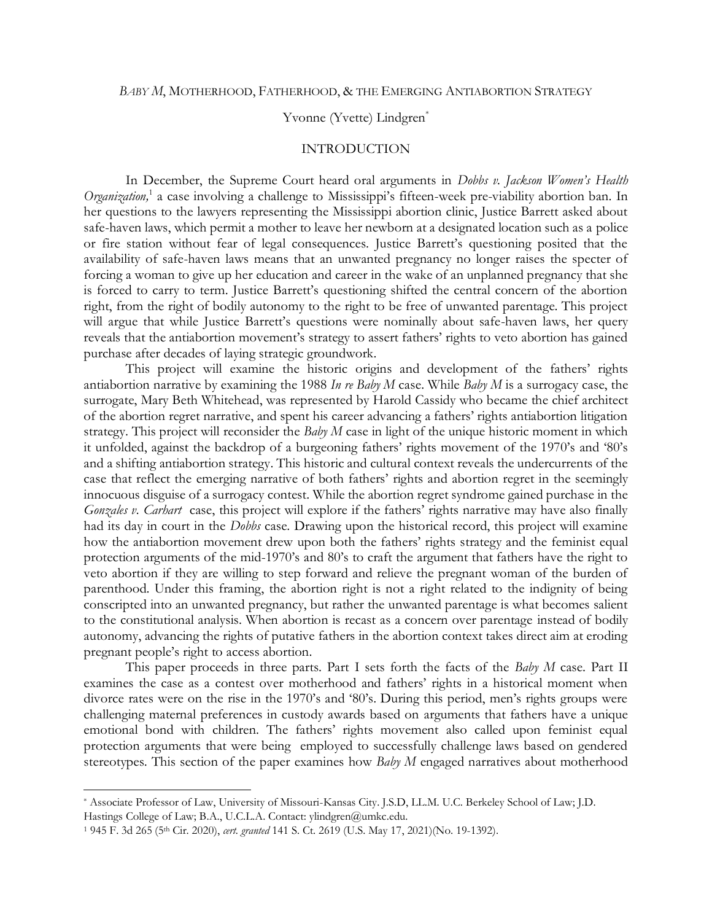# *BABY M*, MOTHERHOOD, FATHERHOOD, & THE EMERGING ANTIABORTION STRATEGY

Yvonne (Yvette) Lindgren[*]

## INTRODUCTION

In December, the Supreme Court heard oral arguments in *Dobbs v. Jackson Women's Health Organization,*[1] a case involving a challenge to Mississippi's fifteen-week pre-viability abortion ban. In her questions to the lawyers representing the Mississippi abortion clinic, Justice Barrett asked about safe-haven laws, which permit a mother to leave her newborn at a designated location such as a police or fire station without fear of legal consequences. Justice Barrett's questioning posited that the availability of safe-haven laws means that an unwanted pregnancy no longer raises the specter of forcing a woman to give up her education and career in the wake of an unplanned pregnancy that she is forced to carry to term. Justice Barrett's questioning shifted the central concern of the abortion right, from the right of bodily autonomy to the right to be free of unwanted parentage. This project will argue that while Justice Barrett's questions were nominally about safe-haven laws, her query reveals that the antiabortion movement's strategy to assert fathers' rights to veto abortion has gained purchase after decades of laying strategic groundwork.

This project will examine the historic origins and development of the fathers' rights antiabortion narrative by examining the 1988 *In re Baby M* case. While *Baby M* is a surrogacy case, the surrogate, Mary Beth Whitehead, was represented by Harold Cassidy who became the chief architect of the abortion regret narrative, and spent his career advancing a fathers' rights antiabortion litigation strategy. This project will reconsider the *Baby M* case in light of the unique historic moment in which it unfolded, against the backdrop of a burgeoning fathers' rights movement of the 1970's and '80's and a shifting antiabortion strategy. This historic and cultural context reveals the undercurrents of the case that reflect the emerging narrative of both fathers' rights and abortion regret in the seemingly innocuous disguise of a surrogacy contest. While the abortion regret syndrome gained purchase in the *Gonzales v. Carhart* case, this project will explore if the fathers' rights narrative may have also finally had its day in court in the *Dobbs* case. Drawing upon the historical record, this project will examine how the antiabortion movement drew upon both the fathers' rights strategy and the feminist equal protection arguments of the mid-1970's and 80's to craft the argument that fathers have the right to veto abortion if they are willing to step forward and relieve the pregnant woman of the burden of parenthood. Under this framing, the abortion right is not a right related to the indignity of being conscripted into an unwanted pregnancy, but rather the unwanted parentage is what becomes salient to the constitutional analysis. When abortion is recast as a concern over parentage instead of bodily autonomy, advancing the rights of putative fathers in the abortion context takes direct aim at eroding pregnant people's right to access abortion.

This paper proceeds in three parts. Part I sets forth the facts of the *Baby M* case. Part II examines the case as a contest over motherhood and fathers' rights in a historical moment when divorce rates were on the rise in the 1970's and '80's. During this period, men's rights groups were challenging maternal preferences in custody awards based on arguments that fathers have a unique emotional bond with children. The fathers' rights movement also called upon feminist equal protection arguments that were being employed to successfully challenge laws based on gendered stereotypes. This section of the paper examines how *Baby M* engaged narratives about motherhood

---

[*] Associate Professor of Law, University of Missouri-Kansas City. J.S.D, LL.M. U.C. Berkeley School of Law; J.D. Hastings College of Law; B.A., U.C.L.A. Contact: ylindgren@umkc.edu.

[1] 945 F. 3d 265 (5th Cir. 2020), *cert. granted* 141 S. Ct. 2619 (U.S. May 17, 2021)(No. 19-1392).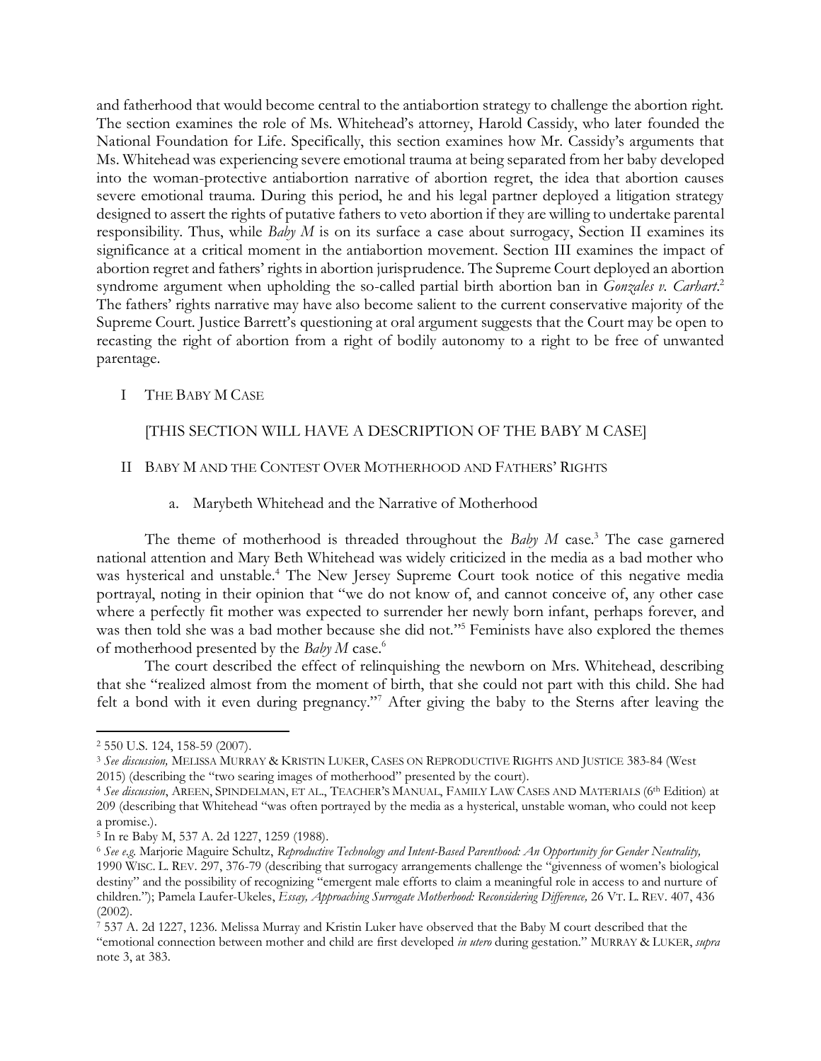and fatherhood that would become central to the antiabortion strategy to challenge the abortion right. The section examines the role of Ms. Whitehead's attorney, Harold Cassidy, who later founded the National Foundation for Life. Specifically, this section examines how Mr. Cassidy's arguments that Ms. Whitehead was experiencing severe emotional trauma at being separated from her baby developed into the woman-protective antiabortion narrative of abortion regret, the idea that abortion causes severe emotional trauma. During this period, he and his legal partner deployed a litigation strategy designed to assert the rights of putative fathers to veto abortion if they are willing to undertake parental responsibility. Thus, while *Baby M* is on its surface a case about surrogacy, Section II examines its significance at a critical moment in the antiabortion movement. Section III examines the impact of abortion regret and fathers' rights in abortion jurisprudence. The Supreme Court deployed an abortion syndrome argument when upholding the so-called partial birth abortion ban in *Gonzales v. Carhart*.[2] The fathers' rights narrative may have also become salient to the current conservative majority of the Supreme Court. Justice Barrett's questioning at oral argument suggests that the Court may be open to recasting the right of abortion from a right of bodily autonomy to a right to be free of unwanted parentage.

## I THE BABY M CASE

[THIS SECTION WILL HAVE A DESCRIPTION OF THE BABY M CASE]

## II BABY M AND THE CONTEST OVER MOTHERHOOD AND FATHERS' RIGHTS

### a. Marybeth Whitehead and the Narrative of Motherhood

The theme of motherhood is threaded throughout the *Baby M* case.[3] The case garnered national attention and Mary Beth Whitehead was widely criticized in the media as a bad mother who was hysterical and unstable.[4] The New Jersey Supreme Court took notice of this negative media portrayal, noting in their opinion that "we do not know of, and cannot conceive of, any other case where a perfectly fit mother was expected to surrender her newly born infant, perhaps forever, and was then told she was a bad mother because she did not."[5] Feminists have also explored the themes of motherhood presented by the *Baby M* case.[6]

The court described the effect of relinquishing the newborn on Mrs. Whitehead, describing that she "realized almost from the moment of birth, that she could not part with this child. She had felt a bond with it even during pregnancy."[7] After giving the baby to the Sterns after leaving the

---

[2] 550 U.S. 124, 158-59 (2007).

[3] *See discussion,* MELISSA MURRAY & KRISTIN LUKER, CASES ON REPRODUCTIVE RIGHTS AND JUSTICE 383-84 (West 2015) (describing the "two searing images of motherhood" presented by the court).

[4] *See discussion*, AREEN, SPINDELMAN, ET AL., TEACHER'S MANUAL, FAMILY LAW CASES AND MATERIALS (6th Edition) at 209 (describing that Whitehead "was often portrayed by the media as a hysterical, unstable woman, who could not keep a promise.).

[5] In re Baby M, 537 A. 2d 1227, 1259 (1988).

[6] *See e.g.* Marjorie Maguire Schultz, *Reproductive Technology and Intent-Based Parenthood: An Opportunity for Gender Neutrality,* 1990 WISC. L. REV. 297, 376-79 (describing that surrogacy arrangements challenge the "givenness of women's biological destiny" and the possibility of recognizing "emergent male efforts to claim a meaningful role in access to and nurture of children."); Pamela Laufer-Ukeles, *Essay, Approaching Surrogate Motherhood: Reconsidering Difference,* 26 VT. L. REV. 407, 436 (2002).

[7] 537 A. 2d 1227, 1236. Melissa Murray and Kristin Luker have observed that the Baby M court described that the "emotional connection between mother and child are first developed *in utero* during gestation." MURRAY & LUKER, *supra* note 3, at 383.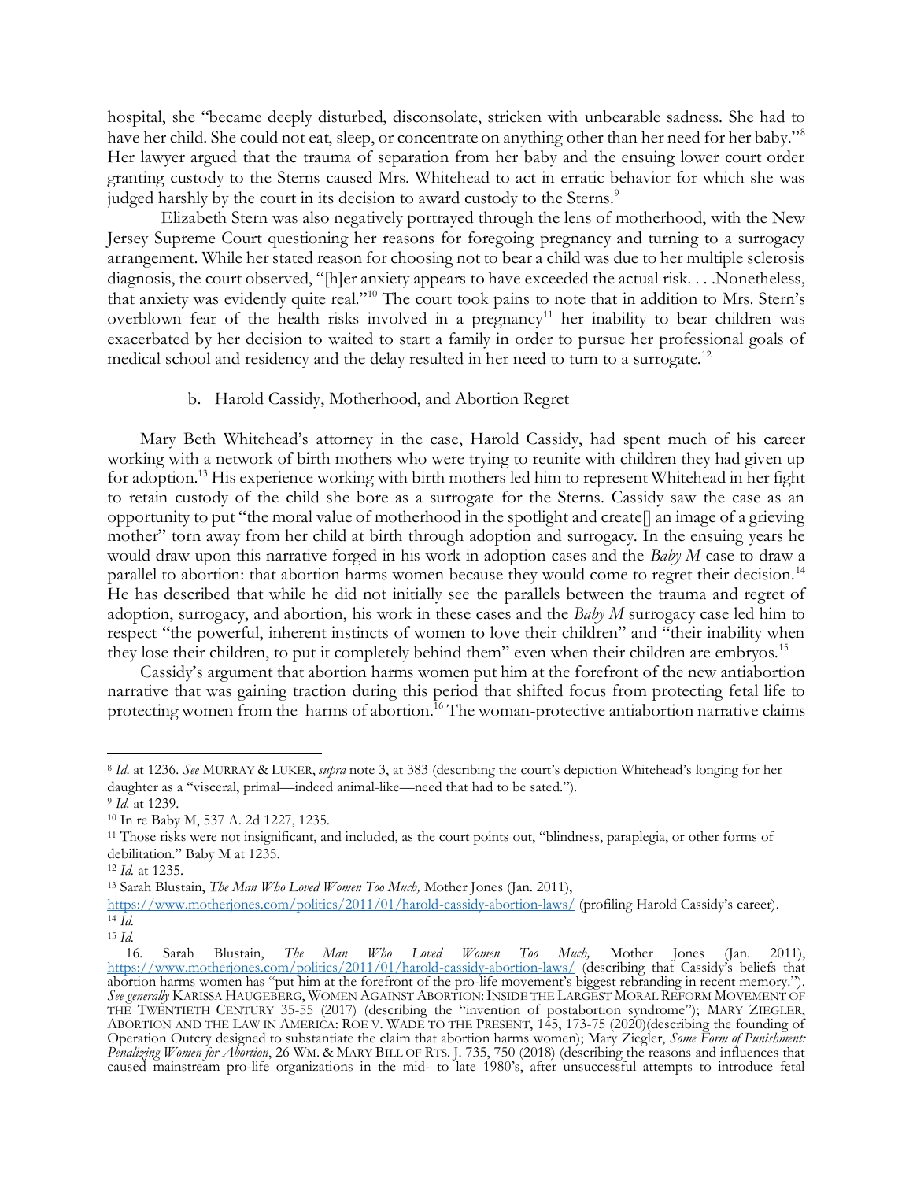hospital, she "became deeply disturbed, disconsolate, stricken with unbearable sadness. She had to have her child. She could not eat, sleep, or concentrate on anything other than her need for her baby."[8] Her lawyer argued that the trauma of separation from her baby and the ensuing lower court order granting custody to the Sterns caused Mrs. Whitehead to act in erratic behavior for which she was judged harshly by the court in its decision to award custody to the Sterns.[9]

Elizabeth Stern was also negatively portrayed through the lens of motherhood, with the New Jersey Supreme Court questioning her reasons for foregoing pregnancy and turning to a surrogacy arrangement. While her stated reason for choosing not to bear a child was due to her multiple sclerosis diagnosis, the court observed, "[h]er anxiety appears to have exceeded the actual risk. . . .Nonetheless, that anxiety was evidently quite real."[10] The court took pains to note that in addition to Mrs. Stern's overblown fear of the health risks involved in a pregnancy[11] her inability to bear children was exacerbated by her decision to waited to start a family in order to pursue her professional goals of medical school and residency and the delay resulted in her need to turn to a surrogate.[12]

### b. Harold Cassidy, Motherhood, and Abortion Regret

Mary Beth Whitehead's attorney in the case, Harold Cassidy, had spent much of his career working with a network of birth mothers who were trying to reunite with children they had given up for adoption.[13] His experience working with birth mothers led him to represent Whitehead in her fight to retain custody of the child she bore as a surrogate for the Sterns. Cassidy saw the case as an opportunity to put "the moral value of motherhood in the spotlight and create[] an image of a grieving mother" torn away from her child at birth through adoption and surrogacy. In the ensuing years he would draw upon this narrative forged in his work in adoption cases and the *Baby M* case to draw a parallel to abortion: that abortion harms women because they would come to regret their decision.[14] He has described that while he did not initially see the parallels between the trauma and regret of adoption, surrogacy, and abortion, his work in these cases and the *Baby M* surrogacy case led him to respect "the powerful, inherent instincts of women to love their children" and "their inability when they lose their children, to put it completely behind them" even when their children are embryos.[15]

Cassidy's argument that abortion harms women put him at the forefront of the new antiabortion narrative that was gaining traction during this period that shifted focus from protecting fetal life to protecting women from the harms of abortion.[16] The woman-protective antiabortion narrative claims

---

[8] *Id*. at 1236. *See* MURRAY & LUKER, *supra* note 3, at 383 (describing the court's depiction Whitehead's longing for her daughter as a "visceral, primal—indeed animal-like—need that had to be sated.").

[9] *Id*. at 1239.

[10] In re Baby M, 537 A. 2d 1227, 1235.

[11] Those risks were not insignificant, and included, as the court points out, "blindness, paraplegia, or other forms of debilitation." Baby M at 1235.

[12] *Id*. at 1235.

[13] Sarah Blustain, *The Man Who Loved Women Too Much,* Mother Jones (Jan. 2011), https://www.motherjones.com/politics/2011/01/harold-cassidy-abortion-laws/ (profiling Harold Cassidy's career).

[14] *Id*.

[15] *Id*.

[16] Sarah Blustain, *The Man Who Loved Women Too Much,* Mother Jones (Jan. 2011), https://www.motherjones.com/politics/2011/01/harold-cassidy-abortion-laws/ (describing that Cassidy's beliefs that abortion harms women has "put him at the forefront of the pro-life movement's biggest rebranding in recent memory."). *See generally* KARISSA HAUGEBERG, WOMEN AGAINST ABORTION: INSIDE THE LARGEST MORAL REFORM MOVEMENT OF THE TWENTIETH CENTURY 35-55 (2017) (describing the "invention of postabortion syndrome"); MARY ZIEGLER, ABORTION AND THE LAW IN AMERICA: ROE V. WADE TO THE PRESENT, 145, 173-75 (2020)(describing the founding of Operation Outcry designed to substantiate the claim that abortion harms women); Mary Ziegler, *Some Form of Punishment: Penalizing Women for Abortion*, 26 WM. & MARY BILL OF RTS. J. 735, 750 (2018) (describing the reasons and influences that caused mainstream pro-life organizations in the mid- to late 1980's, after unsuccessful attempts to introduce fetal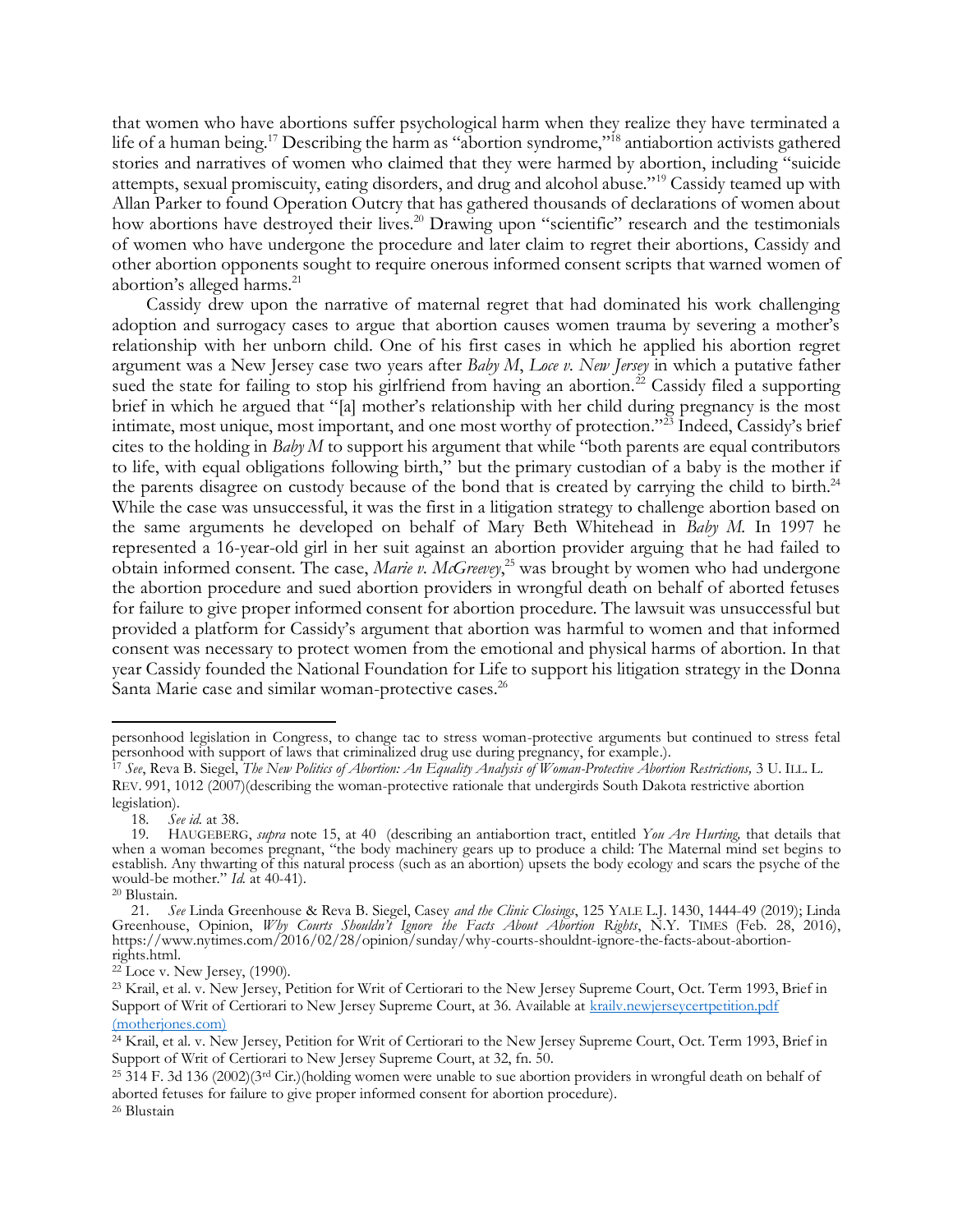that women who have abortions suffer psychological harm when they realize they have terminated a life of a human being.[17] Describing the harm as "abortion syndrome,"[18] antiabortion activists gathered stories and narratives of women who claimed that they were harmed by abortion, including "suicide attempts, sexual promiscuity, eating disorders, and drug and alcohol abuse."[19] Cassidy teamed up with Allan Parker to found Operation Outcry that has gathered thousands of declarations of women about how abortions have destroyed their lives.[20] Drawing upon "scientific" research and the testimonials of women who have undergone the procedure and later claim to regret their abortions, Cassidy and other abortion opponents sought to require onerous informed consent scripts that warned women of abortion's alleged harms.[21]

Cassidy drew upon the narrative of maternal regret that had dominated his work challenging adoption and surrogacy cases to argue that abortion causes women trauma by severing a mother's relationship with her unborn child. One of his first cases in which he applied his abortion regret argument was a New Jersey case two years after *Baby M*, *Loce v. New Jersey* in which a putative father sued the state for failing to stop his girlfriend from having an abortion.[22] Cassidy filed a supporting brief in which he argued that "[a] mother's relationship with her child during pregnancy is the most intimate, most unique, most important, and one most worthy of protection."[23] Indeed, Cassidy's brief cites to the holding in *Baby M* to support his argument that while "both parents are equal contributors to life, with equal obligations following birth," but the primary custodian of a baby is the mother if the parents disagree on custody because of the bond that is created by carrying the child to birth.[24] While the case was unsuccessful, it was the first in a litigation strategy to challenge abortion based on the same arguments he developed on behalf of Mary Beth Whitehead in *Baby M*. In 1997 he represented a 16-year-old girl in her suit against an abortion provider arguing that he had failed to obtain informed consent. The case, *Marie v. McGreevey*,[25] was brought by women who had undergone the abortion procedure and sued abortion providers in wrongful death on behalf of aborted fetuses for failure to give proper informed consent for abortion procedure. The lawsuit was unsuccessful but provided a platform for Cassidy's argument that abortion was harmful to women and that informed consent was necessary to protect women from the emotional and physical harms of abortion. In that year Cassidy founded the National Foundation for Life to support his litigation strategy in the Donna Santa Marie case and similar woman-protective cases.[26]

---

personhood legislation in Congress, to change tac to stress woman-protective arguments but continued to stress fetal personhood with support of laws that criminalized drug use during pregnancy, for example.).

[17] *See*, Reva B. Siegel, *The New Politics of Abortion: An Equality Analysis of Woman-Protective Abortion Restrictions,* 3 U. ILL. L. REV. 991, 1012 (2007)(describing the woman-protective rationale that undergirds South Dakota restrictive abortion legislation).

[18] *See id.* at 38.

[19] HAUGEBERG, *supra* note 15, at 40 (describing an antiabortion tract, entitled *You Are Hurting,* that details that when a woman becomes pregnant, "the body machinery gears up to produce a child: The Maternal mind set begins to establish. Any thwarting of this natural process (such as an abortion) upsets the body ecology and scars the psyche of the would-be mother." *Id.* at 40-41).

[20] Blustain.

[21] *See* Linda Greenhouse & Reva B. Siegel, Casey *and the Clinic Closings*, 125 YALE L.J. 1430, 1444-49 (2019); Linda Greenhouse, Opinion, *Why Courts Shouldn't Ignore the Facts About Abortion Rights*, N.Y. TIMES (Feb. 28, 2016), https://www.nytimes.com/2016/02/28/opinion/sunday/why-courts-shouldnt-ignore-the-facts-about-abortion-rights.html.

[22] Loce v. New Jersey, (1990).

[23] Krail, et al. v. New Jersey, Petition for Writ of Certiorari to the New Jersey Supreme Court, Oct. Term 1993, Brief in Support of Writ of Certiorari to New Jersey Supreme Court, at 36. Available at [krailv.newjerseycertpetition.pdf (motherjones.com)](krailv.newjerseycertpetition.pdf)

[24] Krail, et al. v. New Jersey, Petition for Writ of Certiorari to the New Jersey Supreme Court, Oct. Term 1993, Brief in Support of Writ of Certiorari to New Jersey Supreme Court, at 32, fn. 50.

[25] 314 F. 3d 136 (2002)(3rd Cir.)(holding women were unable to sue abortion providers in wrongful death on behalf of aborted fetuses for failure to give proper informed consent for abortion procedure).

[26] Blustain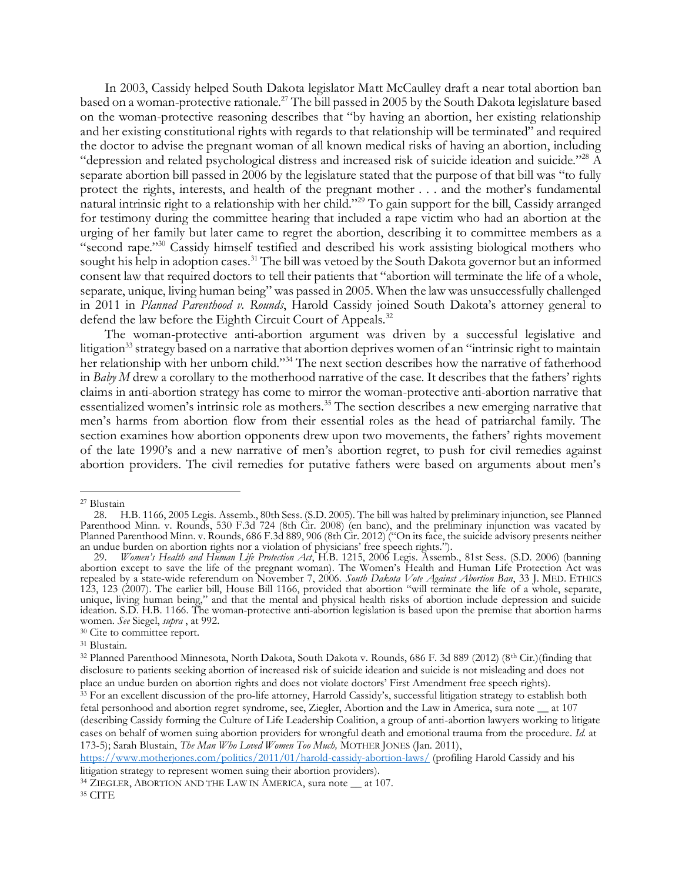In 2003, Cassidy helped South Dakota legislator Matt McCaulley draft a near total abortion ban based on a woman-protective rationale.[27] The bill passed in 2005 by the South Dakota legislature based on the woman-protective reasoning describes that "by having an abortion, her existing relationship and her existing constitutional rights with regards to that relationship will be terminated" and required the doctor to advise the pregnant woman of all known medical risks of having an abortion, including "depression and related psychological distress and increased risk of suicide ideation and suicide."[28] A separate abortion bill passed in 2006 by the legislature stated that the purpose of that bill was "to fully protect the rights, interests, and health of the pregnant mother . . . and the mother's fundamental natural intrinsic right to a relationship with her child."[29] To gain support for the bill, Cassidy arranged for testimony during the committee hearing that included a rape victim who had an abortion at the urging of her family but later came to regret the abortion, describing it to committee members as a "second rape."[30] Cassidy himself testified and described his work assisting biological mothers who sought his help in adoption cases.[31] The bill was vetoed by the South Dakota governor but an informed consent law that required doctors to tell their patients that "abortion will terminate the life of a whole, separate, unique, living human being" was passed in 2005. When the law was unsuccessfully challenged in 2011 in *Planned Parenthood v. Rounds*, Harold Cassidy joined South Dakota's attorney general to defend the law before the Eighth Circuit Court of Appeals.[32]

The woman-protective anti-abortion argument was driven by a successful legislative and litigation[33] strategy based on a narrative that abortion deprives women of an "intrinsic right to maintain her relationship with her unborn child."[34] The next section describes how the narrative of fatherhood in *Baby M* drew a corollary to the motherhood narrative of the case. It describes that the fathers' rights claims in anti-abortion strategy has come to mirror the woman-protective anti-abortion narrative that essentialized women's intrinsic role as mothers.[35] The section describes a new emerging narrative that men's harms from abortion flow from their essential roles as the head of patriarchal family. The section examines how abortion opponents drew upon two movements, the fathers' rights movement of the late 1990's and a new narrative of men's abortion regret, to push for civil remedies against abortion providers. The civil remedies for putative fathers were based on arguments about men's

---

[27] Blustain

28. H.B. 1166, 2005 Legis. Assemb., 80th Sess. (S.D. 2005). The bill was halted by preliminary injunction, see Planned Parenthood Minn. v. Rounds, 530 F.3d 724 (8th Cir. 2008) (en banc), and the preliminary injunction was vacated by Planned Parenthood Minn. v. Rounds, 686 F.3d 889, 906 (8th Cir. 2012) ("On its face, the suicide advisory presents neither an undue burden on abortion rights nor a violation of physicians' free speech rights.").

29. *Women's Health and Human Life Protection Act*, H.B. 1215, 2006 Legis. Assemb., 81st Sess. (S.D. 2006) (banning abortion except to save the life of the pregnant woman). The Women's Health and Human Life Protection Act was repealed by a state-wide referendum on November 7, 2006. *South Dakota Vote Against Abortion Ban*, 33 J. MED. ETHICS 123, 123 (2007). The earlier bill, House Bill 1166, provided that abortion "will terminate the life of a whole, separate, unique, living human being," and that the mental and physical health risks of abortion include depression and suicide ideation. S.D. H.B. 1166. The woman-protective anti-abortion legislation is based upon the premise that abortion harms women. *See* Siegel, *supra* , at 992.

[30] Cite to committee report.

[31] Blustain.

[32] Planned Parenthood Minnesota, North Dakota, South Dakota v. Rounds, 686 F. 3d 889 (2012) (8th Cir.)(finding that disclosure to patients seeking abortion of increased risk of suicide ideation and suicide is not misleading and does not place an undue burden on abortion rights and does not violate doctors' First Amendment free speech rights).

[33] For an excellent discussion of the pro-life attorney, Harrold Cassidy's, successful litigation strategy to establish both fetal personhood and abortion regret syndrome, see, Ziegler, Abortion and the Law in America, sura note __ at 107 (describing Cassidy forming the Culture of Life Leadership Coalition, a group of anti-abortion lawyers working to litigate cases on behalf of women suing abortion providers for wrongful death and emotional trauma from the procedure. *Id.* at 173-5); Sarah Blustain, *The Man Who Loved Women Too Much,* MOTHER JONES (Jan. 2011), https://www.motherjones.com/politics/2011/01/harold-cassidy-abortion-laws/ (profiling Harold Cassidy and his litigation strategy to represent women suing their abortion providers).

[34] ZIEGLER, ABORTION AND THE LAW IN AMERICA, sura note __ at 107.

[35] CITE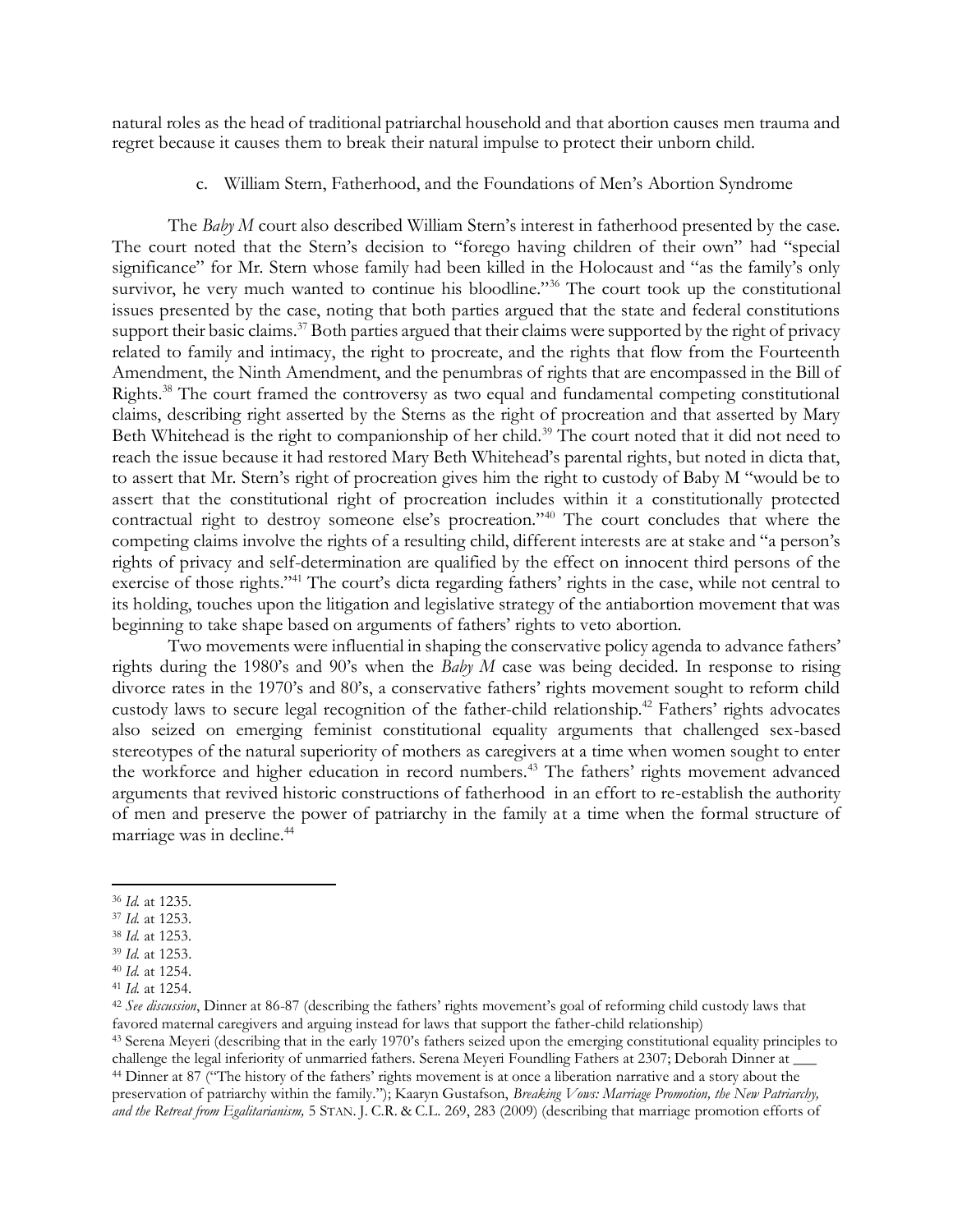natural roles as the head of traditional patriarchal household and that abortion causes men trauma and regret because it causes them to break their natural impulse to protect their unborn child.

### c. William Stern, Fatherhood, and the Foundations of Men's Abortion Syndrome

The *Baby M* court also described William Stern's interest in fatherhood presented by the case. The court noted that the Stern's decision to "forego having children of their own" had "special significance" for Mr. Stern whose family had been killed in the Holocaust and "as the family's only survivor, he very much wanted to continue his bloodline."[36] The court took up the constitutional issues presented by the case, noting that both parties argued that the state and federal constitutions support their basic claims.[37] Both parties argued that their claims were supported by the right of privacy related to family and intimacy, the right to procreate, and the rights that flow from the Fourteenth Amendment, the Ninth Amendment, and the penumbras of rights that are encompassed in the Bill of Rights.[38] The court framed the controversy as two equal and fundamental competing constitutional claims, describing right asserted by the Sterns as the right of procreation and that asserted by Mary Beth Whitehead is the right to companionship of her child.[39] The court noted that it did not need to reach the issue because it had restored Mary Beth Whitehead's parental rights, but noted in dicta that, to assert that Mr. Stern's right of procreation gives him the right to custody of Baby M "would be to assert that the constitutional right of procreation includes within it a constitutionally protected contractual right to destroy someone else's procreation."[40] The court concludes that where the competing claims involve the rights of a resulting child, different interests are at stake and "a person's rights of privacy and self-determination are qualified by the effect on innocent third persons of the exercise of those rights."[41] The court's dicta regarding fathers' rights in the case, while not central to its holding, touches upon the litigation and legislative strategy of the antiabortion movement that was beginning to take shape based on arguments of fathers' rights to veto abortion.

Two movements were influential in shaping the conservative policy agenda to advance fathers' rights during the 1980's and 90's when the *Baby M* case was being decided. In response to rising divorce rates in the 1970's and 80's, a conservative fathers' rights movement sought to reform child custody laws to secure legal recognition of the father-child relationship.[42] Fathers' rights advocates also seized on emerging feminist constitutional equality arguments that challenged sex-based stereotypes of the natural superiority of mothers as caregivers at a time when women sought to enter the workforce and higher education in record numbers.[43] The fathers' rights movement advanced arguments that revived historic constructions of fatherhood in an effort to re-establish the authority of men and preserve the power of patriarchy in the family at a time when the formal structure of marriage was in decline.[44]

---

[36] *Id.* at 1235.
[37] *Id.* at 1253.
[38] *Id.* at 1253.
[39] *Id.* at 1253.
[40] *Id.* at 1254.
[41] *Id.* at 1254.
[42] *See discussion*, Dinner at 86-87 (describing the fathers' rights movement's goal of reforming child custody laws that favored maternal caregivers and arguing instead for laws that support the father-child relationship)
[43] Serena Meyeri (describing that in the early 1970's fathers seized upon the emerging constitutional equality principles to challenge the legal inferiority of unmarried fathers. Serena Meyeri Foundling Fathers at 2307; Deborah Dinner at ___
[44] Dinner at 87 ("The history of the fathers' rights movement is at once a liberation narrative and a story about the preservation of patriarchy within the family."); Kaaryn Gustafson, *Breaking Vows: Marriage Promotion, the New Patriarchy, and the Retreat from Egalitarianism,* 5 STAN. J. C.R. & C.L. 269, 283 (2009) (describing that marriage promotion efforts of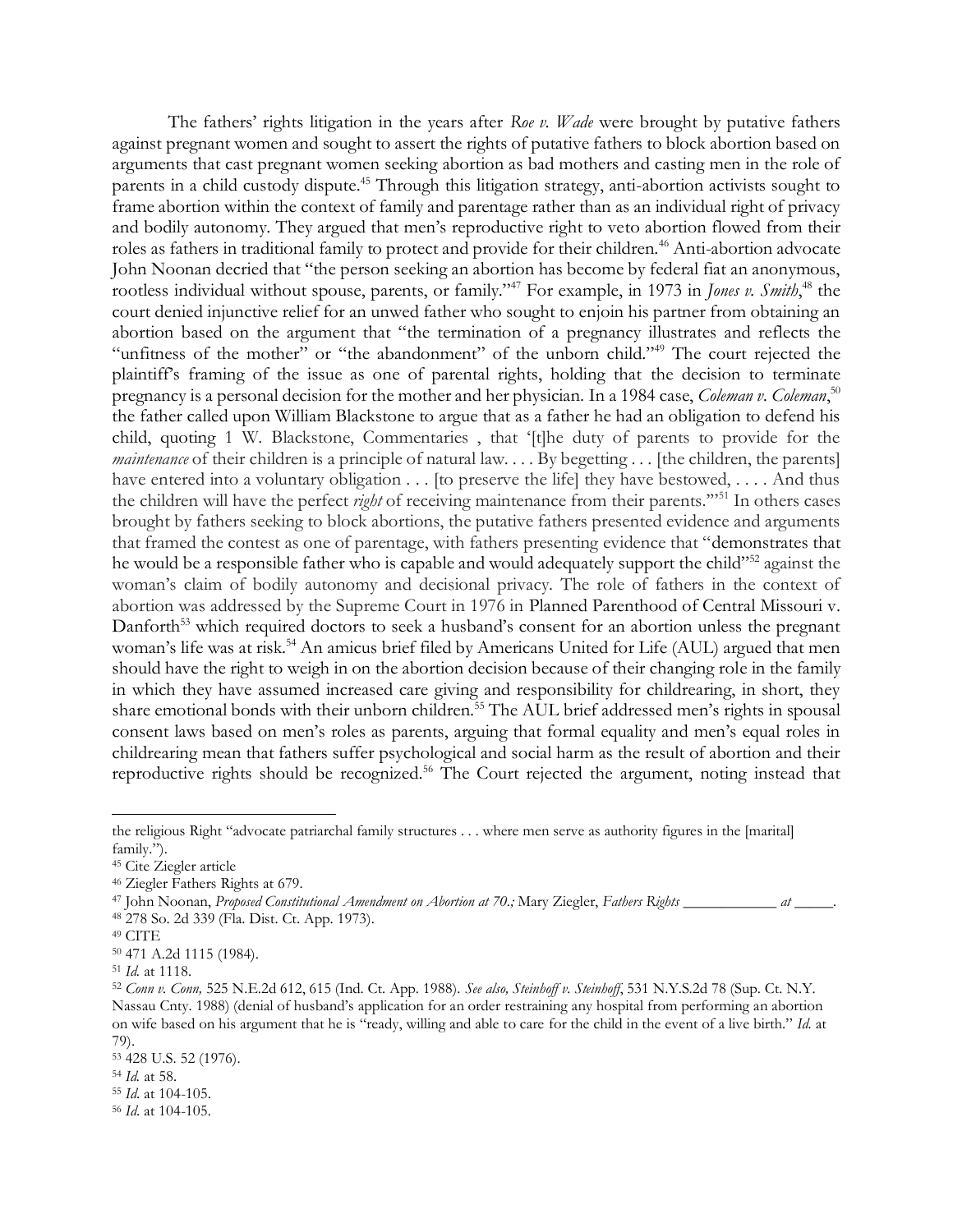The fathers' rights litigation in the years after *Roe v. Wade* were brought by putative fathers against pregnant women and sought to assert the rights of putative fathers to block abortion based on arguments that cast pregnant women seeking abortion as bad mothers and casting men in the role of parents in a child custody dispute.[45] Through this litigation strategy, anti-abortion activists sought to frame abortion within the context of family and parentage rather than as an individual right of privacy and bodily autonomy. They argued that men's reproductive right to veto abortion flowed from their roles as fathers in traditional family to protect and provide for their children.[46] Anti-abortion advocate John Noonan decried that "the person seeking an abortion has become by federal fiat an anonymous, rootless individual without spouse, parents, or family."[47] For example, in 1973 in *Jones v. Smith*,[48] the court denied injunctive relief for an unwed father who sought to enjoin his partner from obtaining an abortion based on the argument that "the termination of a pregnancy illustrates and reflects the "unfitness of the mother" or "the abandonment" of the unborn child."[49] The court rejected the plaintiff's framing of the issue as one of parental rights, holding that the decision to terminate pregnancy is a personal decision for the mother and her physician. In a 1984 case, *Coleman v. Coleman*,[50] the father called upon William Blackstone to argue that as a father he had an obligation to defend his child, quoting 1 W. Blackstone, Commentaries , that '[t]he duty of parents to provide for the *maintenance* of their children is a principle of natural law. . . . By begetting . . . [the children, the parents] have entered into a voluntary obligation . . . [to preserve the life] they have bestowed, . . . . And thus the children will have the perfect *right* of receiving maintenance from their parents."'[51] In others cases brought by fathers seeking to block abortions, the putative fathers presented evidence and arguments that framed the contest as one of parentage, with fathers presenting evidence that "demonstrates that he would be a responsible father who is capable and would adequately support the child"[52] against the woman's claim of bodily autonomy and decisional privacy. The role of fathers in the context of abortion was addressed by the Supreme Court in 1976 in Planned Parenthood of Central Missouri v. Danforth[53] which required doctors to seek a husband's consent for an abortion unless the pregnant woman's life was at risk.[54] An amicus brief filed by Americans United for Life (AUL) argued that men should have the right to weigh in on the abortion decision because of their changing role in the family in which they have assumed increased care giving and responsibility for childrearing, in short, they share emotional bonds with their unborn children.[55] The AUL brief addressed men's rights in spousal consent laws based on men's roles as parents, arguing that formal equality and men's equal roles in childrearing mean that fathers suffer psychological and social harm as the result of abortion and their reproductive rights should be recognized.[56] The Court rejected the argument, noting instead that

---

the religious Right "advocate patriarchal family structures . . . where men serve as authority figures in the [marital] family.").

[45] Cite Ziegler article

[46] Ziegler Fathers Rights at 679.

[47] John Noonan, *Proposed Constitutional Amendment on Abortion at 70.;* Mary Ziegler, *Fathers Rights ____________ at _____.*

[48] 278 So. 2d 339 (Fla. Dist. Ct. App. 1973).

[49] CITE

[50] 471 A.2d 1115 (1984).

[51] *Id.* at 1118.

[52] *Conn v. Conn,* 525 N.E.2d 612, 615 (Ind. Ct. App. 1988). *See also, Steinhoff v. Steinhoff*, 531 N.Y.S.2d 78 (Sup. Ct. N.Y. Nassau Cnty. 1988) (denial of husband's application for an order restraining any hospital from performing an abortion on wife based on his argument that he is "ready, willing and able to care for the child in the event of a live birth." *Id.* at 79).

[53] 428 U.S. 52 (1976).

[54] *Id.* at 58.

[55] *Id.* at 104-105.

[56] *Id.* at 104-105.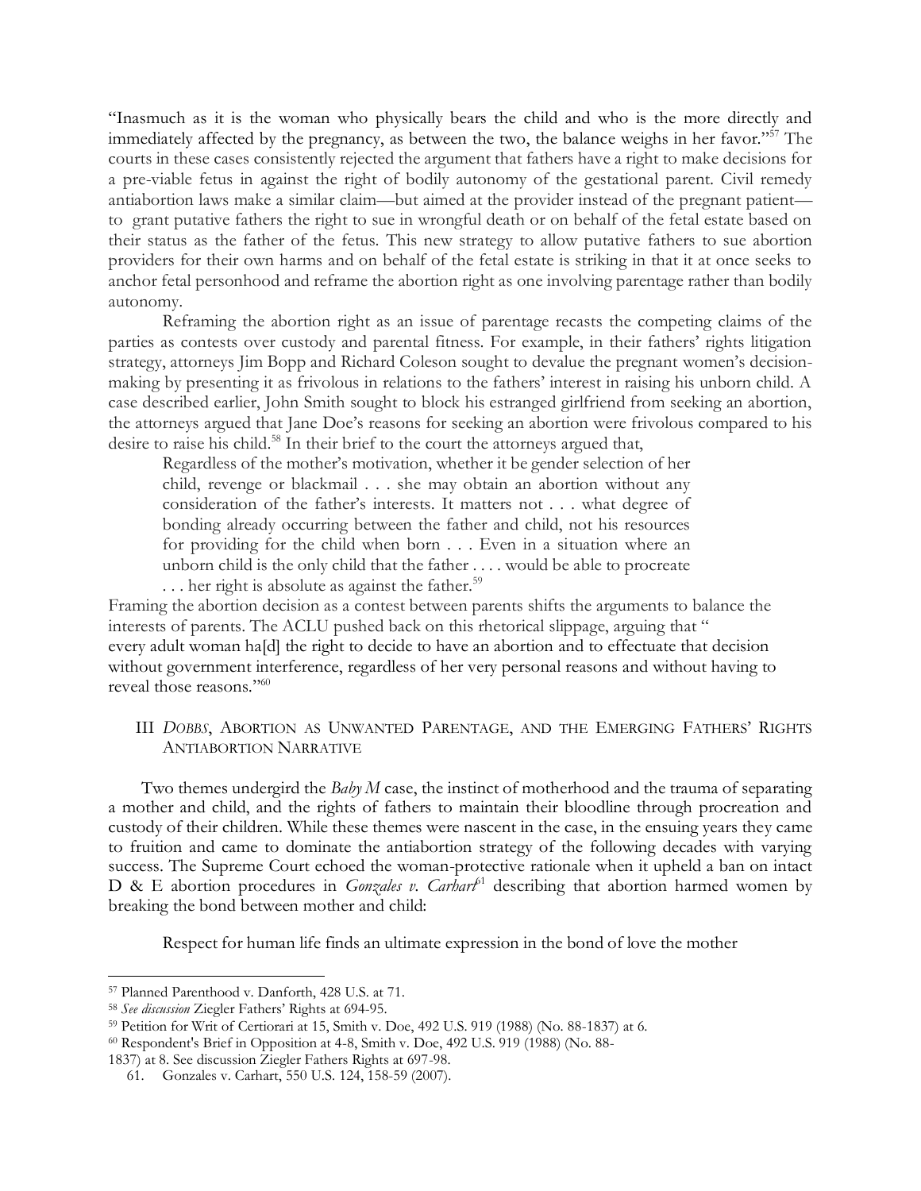"Inasmuch as it is the woman who physically bears the child and who is the more directly and immediately affected by the pregnancy, as between the two, the balance weighs in her favor."[57] The courts in these cases consistently rejected the argument that fathers have a right to make decisions for a pre-viable fetus in against the right of bodily autonomy of the gestational parent. Civil remedy antiabortion laws make a similar claim—but aimed at the provider instead of the pregnant patient—to grant putative fathers the right to sue in wrongful death or on behalf of the fetal estate based on their status as the father of the fetus. This new strategy to allow putative fathers to sue abortion providers for their own harms and on behalf of the fetal estate is striking in that it at once seeks to anchor fetal personhood and reframe the abortion right as one involving parentage rather than bodily autonomy.

Reframing the abortion right as an issue of parentage recasts the competing claims of the parties as contests over custody and parental fitness. For example, in their fathers' rights litigation strategy, attorneys Jim Bopp and Richard Coleson sought to devalue the pregnant women's decision-making by presenting it as frivolous in relations to the fathers' interest in raising his unborn child. A case described earlier, John Smith sought to block his estranged girlfriend from seeking an abortion, the attorneys argued that Jane Doe's reasons for seeking an abortion were frivolous compared to his desire to raise his child.[58] In their brief to the court the attorneys argued that,

> Regardless of the mother's motivation, whether it be gender selection of her child, revenge or blackmail . . . she may obtain an abortion without any consideration of the father's interests. It matters not . . . what degree of bonding already occurring between the father and child, not his resources for providing for the child when born . . . Even in a situation where an unborn child is the only child that the father . . . . would be able to procreate . . . her right is absolute as against the father.[59]

Framing the abortion decision as a contest between parents shifts the arguments to balance the interests of parents. The ACLU pushed back on this rhetorical slippage, arguing that " every adult woman ha[d] the right to decide to have an abortion and to effectuate that decision without government interference, regardless of her very personal reasons and without having to reveal those reasons."[60]

## III *Dobbs*, Abortion as Unwanted Parentage, and the Emerging Fathers' Rights Antiabortion Narrative

Two themes undergird the *Baby M* case, the instinct of motherhood and the trauma of separating a mother and child, and the rights of fathers to maintain their bloodline through procreation and custody of their children. While these themes were nascent in the case, in the ensuing years they came to fruition and came to dominate the antiabortion strategy of the following decades with varying success. The Supreme Court echoed the woman-protective rationale when it upheld a ban on intact D & E abortion procedures in *Gonzales v. Carhart*[61] describing that abortion harmed women by breaking the bond between mother and child:

> Respect for human life finds an ultimate expression in the bond of love the mother

---

[57] Planned Parenthood v. Danforth, 428 U.S. at 71.

[58] *See discussion* Ziegler Fathers' Rights at 694-95.

[59] Petition for Writ of Certiorari at 15, Smith v. Doe, 492 U.S. 919 (1988) (No. 88-1837) at 6.

[60] Respondent's Brief in Opposition at 4-8, Smith v. Doe, 492 U.S. 919 (1988) (No. 88-1837) at 8. See discussion Ziegler Fathers Rights at 697-98.

61. Gonzales v. Carhart, 550 U.S. 124, 158-59 (2007).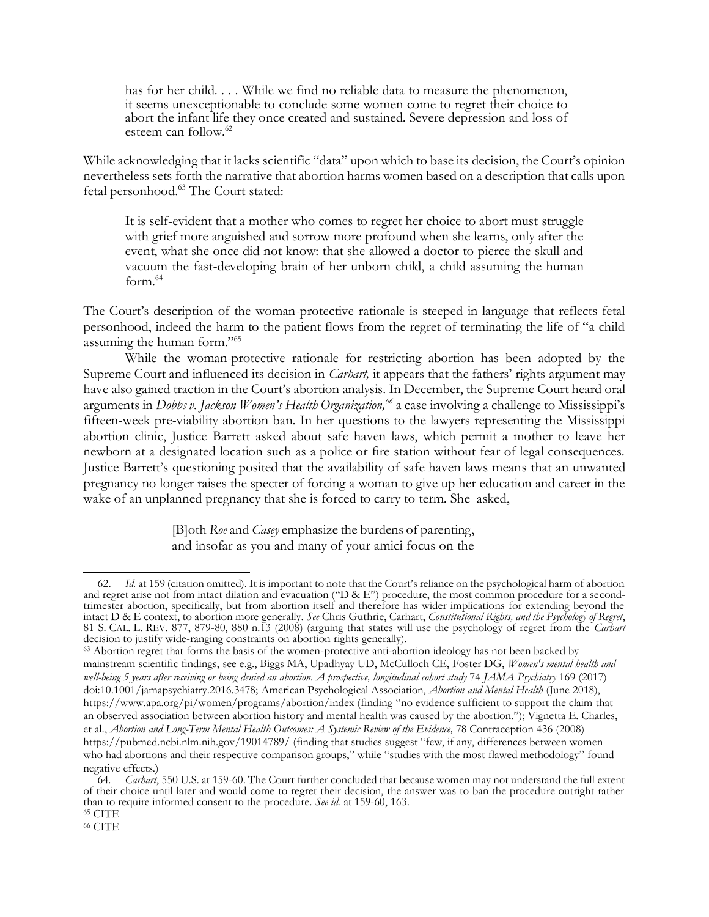> has for her child. . . . While we find no reliable data to measure the phenomenon, it seems unexceptionable to conclude some women come to regret their choice to abort the infant life they once created and sustained. Severe depression and loss of esteem can follow.[62]

While acknowledging that it lacks scientific "data" upon which to base its decision, the Court's opinion nevertheless sets forth the narrative that abortion harms women based on a description that calls upon fetal personhood.[63] The Court stated:

> It is self-evident that a mother who comes to regret her choice to abort must struggle with grief more anguished and sorrow more profound when she learns, only after the event, what she once did not know: that she allowed a doctor to pierce the skull and vacuum the fast-developing brain of her unborn child, a child assuming the human form.[64]

The Court's description of the woman-protective rationale is steeped in language that reflects fetal personhood, indeed the harm to the patient flows from the regret of terminating the life of "a child assuming the human form."[65]

While the woman-protective rationale for restricting abortion has been adopted by the Supreme Court and influenced its decision in *Carhart,* it appears that the fathers' rights argument may have also gained traction in the Court's abortion analysis. In December, the Supreme Court heard oral arguments in *Dobbs v. Jackson Women's Health Organization,*[66] a case involving a challenge to Mississippi's fifteen-week pre-viability abortion ban. In her questions to the lawyers representing the Mississippi abortion clinic, Justice Barrett asked about safe haven laws, which permit a mother to leave her newborn at a designated location such as a police or fire station without fear of legal consequences. Justice Barrett's questioning posited that the availability of safe haven laws means that an unwanted pregnancy no longer raises the specter of forcing a woman to give up her education and career in the wake of an unplanned pregnancy that she is forced to carry to term. She asked,

> [B]oth *Roe* and *Casey* emphasize the burdens of parenting, and insofar as you and many of your amici focus on the

---

62. *Id.* at 159 (citation omitted). It is important to note that the Court's reliance on the psychological harm of abortion and regret arise not from intact dilation and evacuation ("D & E") procedure, the most common procedure for a second-trimester abortion, specifically, but from abortion itself and therefore has wider implications for extending beyond the intact D & E context, to abortion more generally. *See* Chris Guthrie, Carhart, *Constitutional Rights, and the Psychology of Regret*, 81 S. CAL. L. REV. 877, 879-80, 880 n.13 (2008) (arguing that states will use the psychology of regret from the *Carhart* decision to justify wide-ranging constraints on abortion rights generally).

63. Abortion regret that forms the basis of the women-protective anti-abortion ideology has not been backed by mainstream scientific findings, see e.g., Biggs MA, Upadhyay UD, McCulloch CE, Foster DG, *Women's mental health and well-being 5 years after receiving or being denied an abortion. A prospective, longitudinal cohort study* 74 *JAMA Psychiatry* 169 (2017) doi:10.1001/jamapsychiatry.2016.3478; American Psychological Association, *Abortion and Mental Health* (June 2018), https://www.apa.org/pi/women/programs/abortion/index (finding "no evidence sufficient to support the claim that an observed association between abortion history and mental health was caused by the abortion."); Vignetta E. Charles, et al., *Abortion and Long-Term Mental Health Outcomes: A Systemic Review of the Evidence,* 78 Contraception 436 (2008) https://pubmed.ncbi.nlm.nih.gov/19014789/ (finding that studies suggest "few, if any, differences between women who had abortions and their respective comparison groups," while "studies with the most flawed methodology" found negative effects.)

64. *Carhart*, 550 U.S. at 159-60. The Court further concluded that because women may not understand the full extent of their choice until later and would come to regret their decision, the answer was to ban the procedure outright rather than to require informed consent to the procedure. *See id.* at 159-60, 163.

65. CITE

66. CITE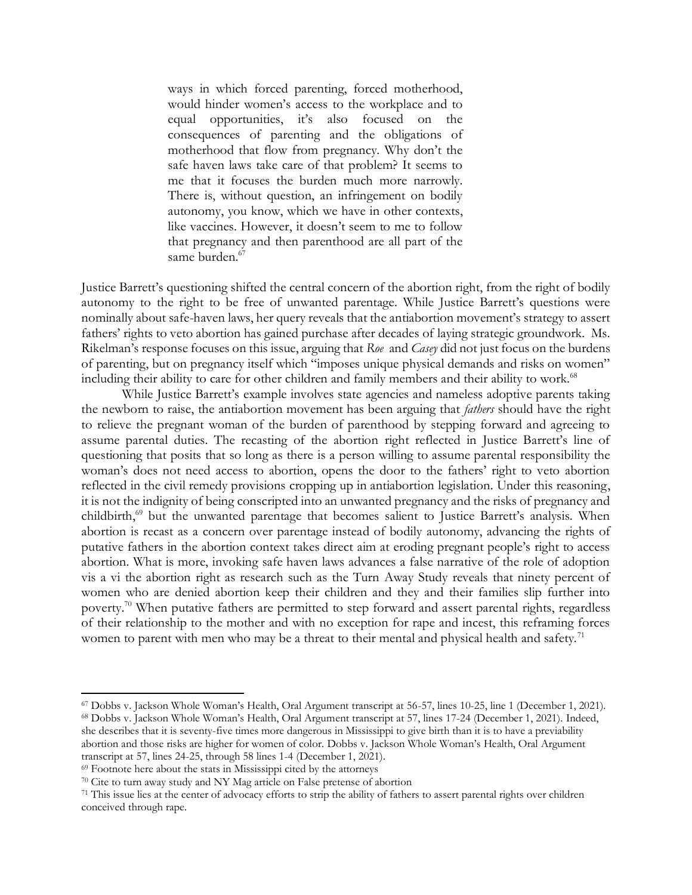> ways in which forced parenting, forced motherhood, would hinder women's access to the workplace and to equal opportunities, it's also focused on the consequences of parenting and the obligations of motherhood that flow from pregnancy. Why don't the safe haven laws take care of that problem? It seems to me that it focuses the burden much more narrowly. There is, without question, an infringement on bodily autonomy, you know, which we have in other contexts, like vaccines. However, it doesn't seem to me to follow that pregnancy and then parenthood are all part of the same burden.[67]

Justice Barrett's questioning shifted the central concern of the abortion right, from the right of bodily autonomy to the right to be free of unwanted parentage. While Justice Barrett's questions were nominally about safe-haven laws, her query reveals that the antiabortion movement's strategy to assert fathers' rights to veto abortion has gained purchase after decades of laying strategic groundwork. Ms. Rikelman's response focuses on this issue, arguing that *Roe* and *Casey* did not just focus on the burdens of parenting, but on pregnancy itself which "imposes unique physical demands and risks on women" including their ability to care for other children and family members and their ability to work.[68]

While Justice Barrett's example involves state agencies and nameless adoptive parents taking the newborn to raise, the antiabortion movement has been arguing that *fathers* should have the right to relieve the pregnant woman of the burden of parenthood by stepping forward and agreeing to assume parental duties. The recasting of the abortion right reflected in Justice Barrett's line of questioning that posits that so long as there is a person willing to assume parental responsibility the woman's does not need access to abortion, opens the door to the fathers' right to veto abortion reflected in the civil remedy provisions cropping up in antiabortion legislation. Under this reasoning, it is not the indignity of being conscripted into an unwanted pregnancy and the risks of pregnancy and childbirth,[69] but the unwanted parentage that becomes salient to Justice Barrett's analysis. When abortion is recast as a concern over parentage instead of bodily autonomy, advancing the rights of putative fathers in the abortion context takes direct aim at eroding pregnant people's right to access abortion. What is more, invoking safe haven laws advances a false narrative of the role of adoption vis a vi the abortion right as research such as the Turn Away Study reveals that ninety percent of women who are denied abortion keep their children and they and their families slip further into poverty.[70] When putative fathers are permitted to step forward and assert parental rights, regardless of their relationship to the mother and with no exception for rape and incest, this reframing forces women to parent with men who may be a threat to their mental and physical health and safety.[71]

---

[67] Dobbs v. Jackson Whole Woman's Health, Oral Argument transcript at 56-57, lines 10-25, line 1 (December 1, 2021).

[68] Dobbs v. Jackson Whole Woman's Health, Oral Argument transcript at 57, lines 17-24 (December 1, 2021). Indeed, she describes that it is seventy-five times more dangerous in Mississippi to give birth than it is to have a previability abortion and those risks are higher for women of color. Dobbs v. Jackson Whole Woman's Health, Oral Argument transcript at 57, lines 24-25, through 58 lines 1-4 (December 1, 2021).

[69] Footnote here about the stats in Mississippi cited by the attorneys

[70] Cite to turn away study and NY Mag article on False pretense of abortion

[71] This issue lies at the center of advocacy efforts to strip the ability of fathers to assert parental rights over children conceived through rape.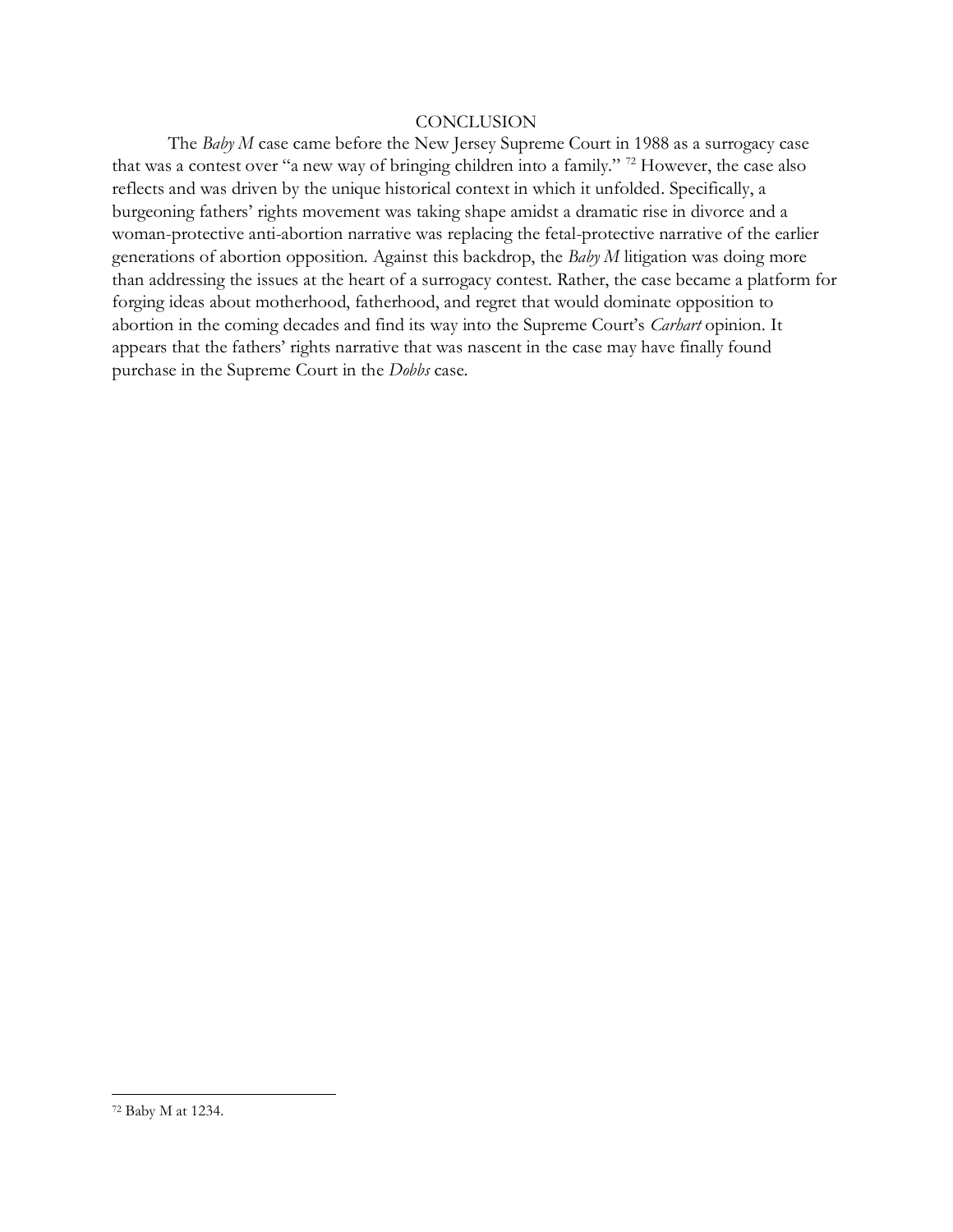## CONCLUSION

The *Baby M* case came before the New Jersey Supreme Court in 1988 as a surrogacy case that was a contest over "a new way of bringing children into a family." [72] However, the case also reflects and was driven by the unique historical context in which it unfolded. Specifically, a burgeoning fathers' rights movement was taking shape amidst a dramatic rise in divorce and a woman-protective anti-abortion narrative was replacing the fetal-protective narrative of the earlier generations of abortion opposition. Against this backdrop, the *Baby M* litigation was doing more than addressing the issues at the heart of a surrogacy contest. Rather, the case became a platform for forging ideas about motherhood, fatherhood, and regret that would dominate opposition to abortion in the coming decades and find its way into the Supreme Court's *Carhart* opinion. It appears that the fathers' rights narrative that was nascent in the case may have finally found purchase in the Supreme Court in the *Dobbs* case.

---

[72] Baby M at 1234.